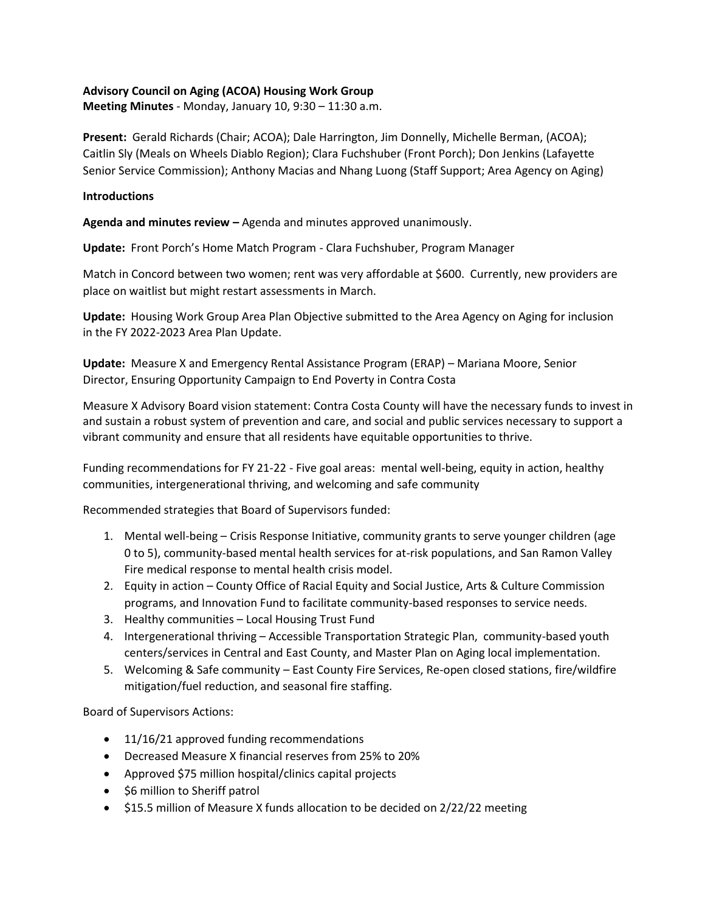**Advisory Council on Aging (ACOA) Housing Work Group**
**Meeting Minutes** - Monday, January 10, 9:30 – 11:30 a.m.

**Present:** Gerald Richards (Chair; ACOA); Dale Harrington, Jim Donnelly, Michelle Berman, (ACOA); Caitlin Sly (Meals on Wheels Diablo Region); Clara Fuchshuber (Front Porch); Don Jenkins (Lafayette Senior Service Commission); Anthony Macias and Nhang Luong (Staff Support; Area Agency on Aging)

**Introductions**

**Agenda and minutes review –** Agenda and minutes approved unanimously.

**Update:** Front Porch's Home Match Program - Clara Fuchshuber, Program Manager

Match in Concord between two women; rent was very affordable at $600. Currently, new providers are place on waitlist but might restart assessments in March.

**Update:** Housing Work Group Area Plan Objective submitted to the Area Agency on Aging for inclusion in the FY 2022-2023 Area Plan Update.

**Update:** Measure X and Emergency Rental Assistance Program (ERAP) – Mariana Moore, Senior Director, Ensuring Opportunity Campaign to End Poverty in Contra Costa

Measure X Advisory Board vision statement: Contra Costa County will have the necessary funds to invest in and sustain a robust system of prevention and care, and social and public services necessary to support a vibrant community and ensure that all residents have equitable opportunities to thrive.

Funding recommendations for FY 21-22 - Five goal areas: mental well-being, equity in action, healthy communities, intergenerational thriving, and welcoming and safe community

Recommended strategies that Board of Supervisors funded:

1. Mental well-being – Crisis Response Initiative, community grants to serve younger children (age 0 to 5), community-based mental health services for at-risk populations, and San Ramon Valley Fire medical response to mental health crisis model.
2. Equity in action – County Office of Racial Equity and Social Justice, Arts & Culture Commission programs, and Innovation Fund to facilitate community-based responses to service needs.
3. Healthy communities – Local Housing Trust Fund
4. Intergenerational thriving – Accessible Transportation Strategic Plan, community-based youth centers/services in Central and East County, and Master Plan on Aging local implementation.
5. Welcoming & Safe community – East County Fire Services, Re-open closed stations, fire/wildfire mitigation/fuel reduction, and seasonal fire staffing.

Board of Supervisors Actions:

- 11/16/21 approved funding recommendations
- Decreased Measure X financial reserves from 25% to 20%
- Approved $75 million hospital/clinics capital projects
- $6 million to Sheriff patrol
- $15.5 million of Measure X funds allocation to be decided on 2/22/22 meeting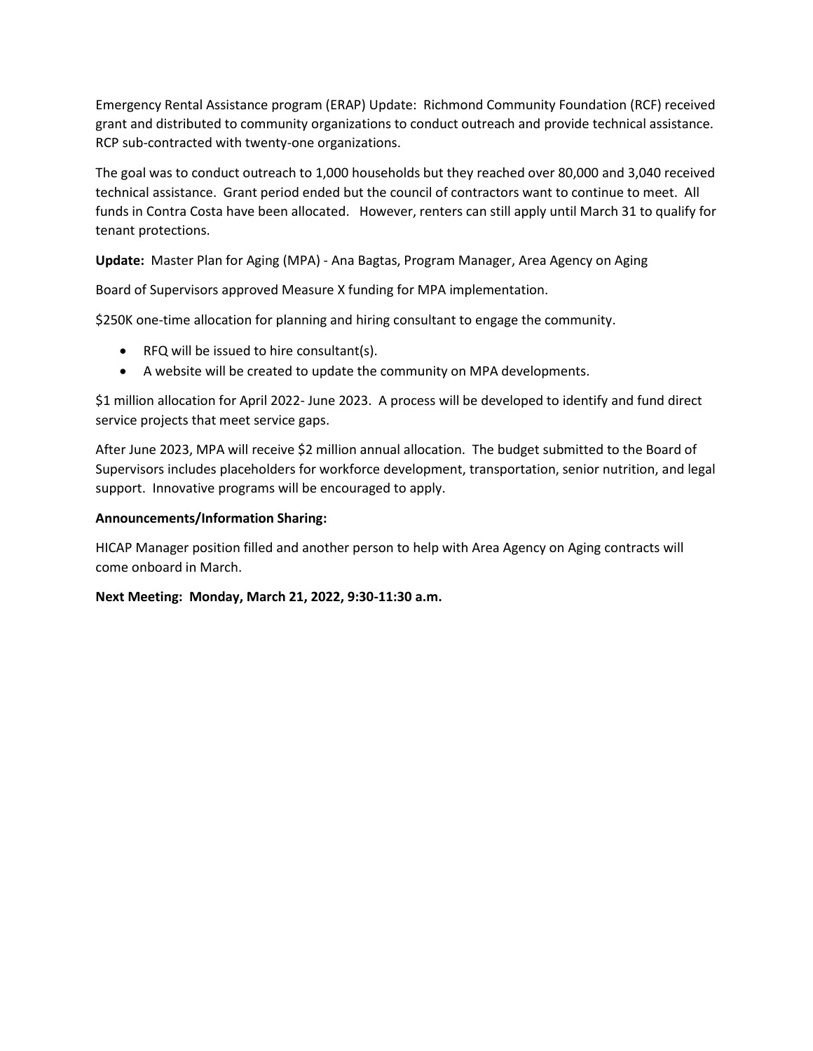Emergency Rental Assistance program (ERAP) Update: Richmond Community Foundation (RCF) received grant and distributed to community organizations to conduct outreach and provide technical assistance. RCP sub-contracted with twenty-one organizations.

The goal was to conduct outreach to 1,000 households but they reached over 80,000 and 3,040 received technical assistance. Grant period ended but the council of contractors want to continue to meet. All funds in Contra Costa have been allocated. However, renters can still apply until March 31 to qualify for tenant protections.

**Update:** Master Plan for Aging (MPA) - Ana Bagtas, Program Manager, Area Agency on Aging

Board of Supervisors approved Measure X funding for MPA implementation.

$250K one-time allocation for planning and hiring consultant to engage the community.

- RFQ will be issued to hire consultant(s).
- A website will be created to update the community on MPA developments.

$1 million allocation for April 2022- June 2023. A process will be developed to identify and fund direct service projects that meet service gaps.

After June 2023, MPA will receive $2 million annual allocation. The budget submitted to the Board of Supervisors includes placeholders for workforce development, transportation, senior nutrition, and legal support. Innovative programs will be encouraged to apply.

**Announcements/Information Sharing:**

HICAP Manager position filled and another person to help with Area Agency on Aging contracts will come onboard in March.

**Next Meeting: Monday, March 21, 2022, 9:30-11:30 a.m.**